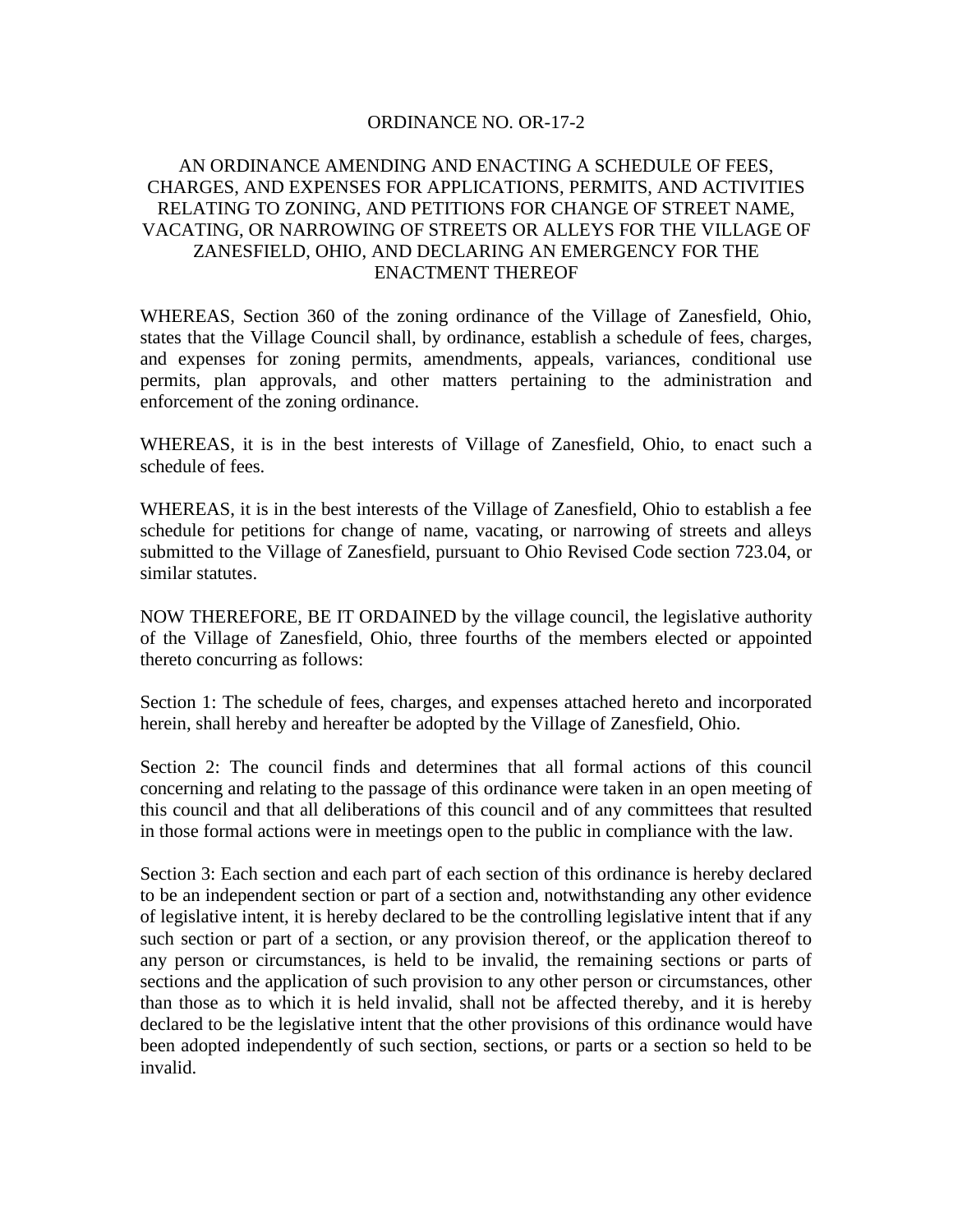# ORDINANCE NO. OR-17-2

## AN ORDINANCE AMENDING AND ENACTING A SCHEDULE OF FEES, CHARGES, AND EXPENSES FOR APPLICATIONS, PERMITS, AND ACTIVITIES RELATING TO ZONING, AND PETITIONS FOR CHANGE OF STREET NAME, VACATING, OR NARROWING OF STREETS OR ALLEYS FOR THE VILLAGE OF ZANESFIELD, OHIO, AND DECLARING AN EMERGENCY FOR THE ENACTMENT THEREOF

WHEREAS, Section 360 of the zoning ordinance of the Village of Zanesfield, Ohio, states that the Village Council shall, by ordinance, establish a schedule of fees, charges, and expenses for zoning permits, amendments, appeals, variances, conditional use permits, plan approvals, and other matters pertaining to the administration and enforcement of the zoning ordinance.

WHEREAS, it is in the best interests of Village of Zanesfield, Ohio, to enact such a schedule of fees.

WHEREAS, it is in the best interests of the Village of Zanesfield, Ohio to establish a fee schedule for petitions for change of name, vacating, or narrowing of streets and alleys submitted to the Village of Zanesfield, pursuant to Ohio Revised Code section 723.04, or similar statutes.

NOW THEREFORE, BE IT ORDAINED by the village council, the legislative authority of the Village of Zanesfield, Ohio, three fourths of the members elected or appointed thereto concurring as follows:

Section 1: The schedule of fees, charges, and expenses attached hereto and incorporated herein, shall hereby and hereafter be adopted by the Village of Zanesfield, Ohio.

Section 2: The council finds and determines that all formal actions of this council concerning and relating to the passage of this ordinance were taken in an open meeting of this council and that all deliberations of this council and of any committees that resulted in those formal actions were in meetings open to the public in compliance with the law.

Section 3: Each section and each part of each section of this ordinance is hereby declared to be an independent section or part of a section and, notwithstanding any other evidence of legislative intent, it is hereby declared to be the controlling legislative intent that if any such section or part of a section, or any provision thereof, or the application thereof to any person or circumstances, is held to be invalid, the remaining sections or parts of sections and the application of such provision to any other person or circumstances, other than those as to which it is held invalid, shall not be affected thereby, and it is hereby declared to be the legislative intent that the other provisions of this ordinance would have been adopted independently of such section, sections, or parts or a section so held to be invalid.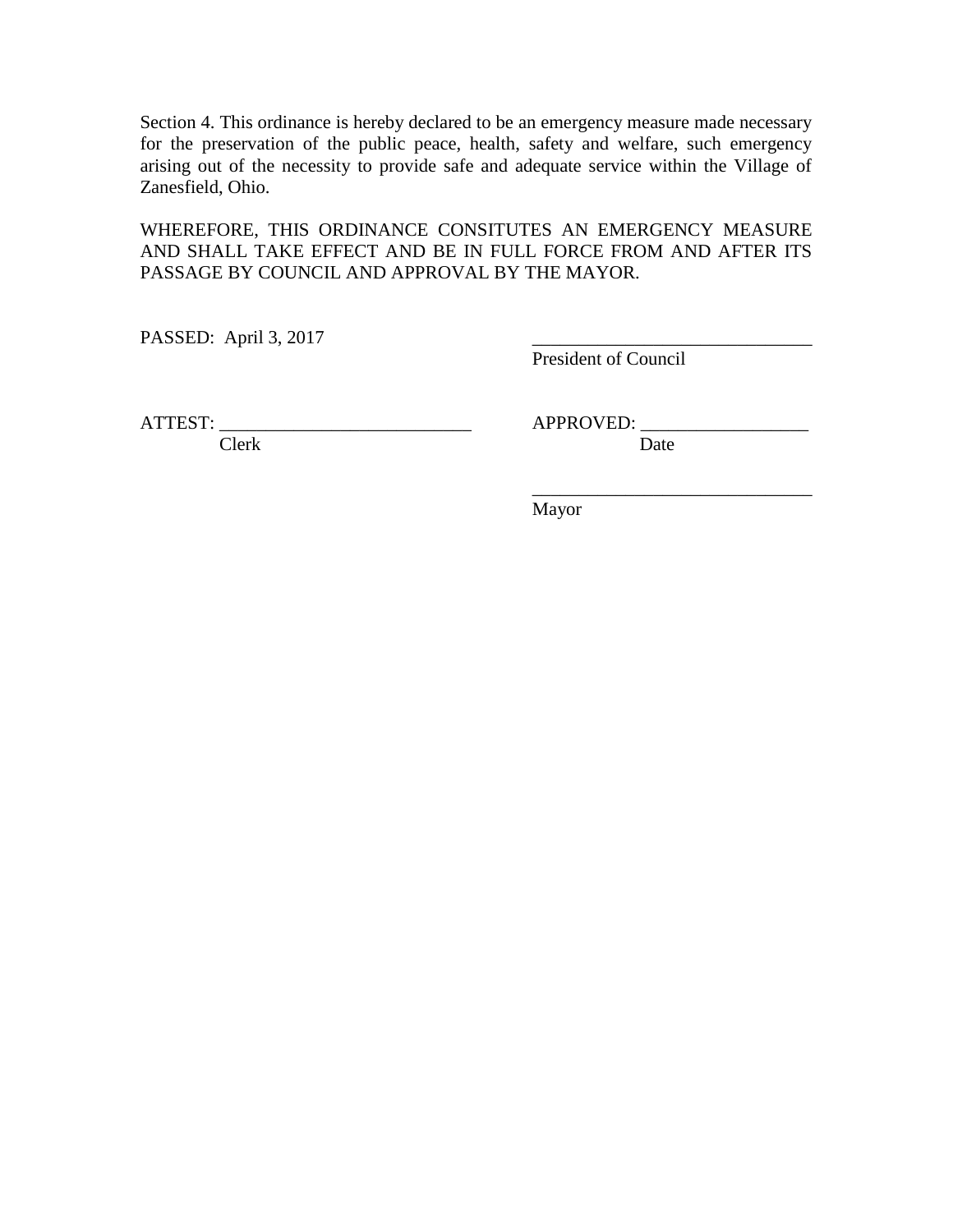Section 4. This ordinance is hereby declared to be an emergency measure made necessary for the preservation of the public peace, health, safety and welfare, such emergency arising out of the necessity to provide safe and adequate service within the Village of Zanesfield, Ohio.

WHEREFORE, THIS ORDINANCE CONSITUTES AN EMERGENCY MEASURE AND SHALL TAKE EFFECT AND BE IN FULL FORCE FROM AND AFTER ITS PASSAGE BY COUNCIL AND APPROVAL BY THE MAYOR.

PASSED: April 3, 2017

______________________________
President of Council

ATTEST: ___________________________
Clerk

APPROVED: __________________
Date

______________________________
Mayor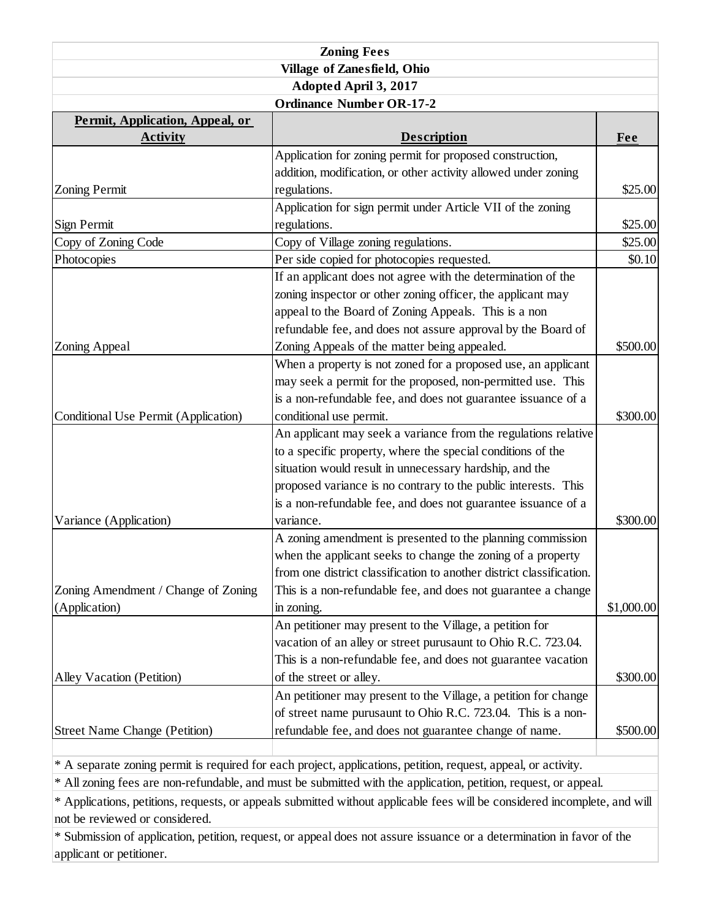**Zoning Fees**

**Village of Zanesfield, Ohio**

**Adopted April 3, 2017**

**Ordinance Number OR-17-2**

| Permit, Application, Appeal, or Activity | Description | Fee |
|---|---|---|
| Zoning Permit | Application for zoning permit for proposed construction, addition, modification, or other activity allowed under zoning regulations. | $25.00 |
| Sign Permit | Application for sign permit under Article VII of the zoning regulations. | $25.00 |
| Copy of Zoning Code | Copy of Village zoning regulations. | $25.00 |
| Photocopies | Per side copied for photocopies requested. | $0.10 |
| Zoning Appeal | If an applicant does not agree with the determination of the zoning inspector or other zoning officer, the applicant may appeal to the Board of Zoning Appeals. This is a non refundable fee, and does not assure approval by the Board of Zoning Appeals of the matter being appealed. | $500.00 |
| Conditional Use Permit (Application) | When a property is not zoned for a proposed use, an applicant may seek a permit for the proposed, non-permitted use. This is a non-refundable fee, and does not guarantee issuance of a conditional use permit. | $300.00 |
| Variance (Application) | An applicant may seek a variance from the regulations relative to a specific property, where the special conditions of the situation would result in unnecessary hardship, and the proposed variance is no contrary to the public interests. This is a non-refundable fee, and does not guarantee issuance of a variance. | $300.00 |
| Zoning Amendment / Change of Zoning (Application) | A zoning amendment is presented to the planning commission when the applicant seeks to change the zoning of a property from one district classification to another district classification. This is a non-refundable fee, and does not guarantee a change in zoning. | $1,000.00 |
| Alley Vacation (Petition) | An petitioner may present to the Village, a petition for vacation of an alley or street purusaunt to Ohio R.C. 723.04. This is a non-refundable fee, and does not guarantee vacation of the street or alley. | $300.00 |
| Street Name Change (Petition) | An petitioner may present to the Village, a petition for change of street name purusaunt to Ohio R.C. 723.04. This is a non-refundable fee, and does not guarantee change of name. | $500.00 |

* A separate zoning permit is required for each project, applications, petition, request, appeal, or activity.
* All zoning fees are non-refundable, and must be submitted with the application, petition, request, or appeal.
* Applications, petitions, requests, or appeals submitted without applicable fees will be considered incomplete, and will not be reviewed or considered.
* Submission of application, petition, request, or appeal does not assure issuance or a determination in favor of the applicant or petitioner.